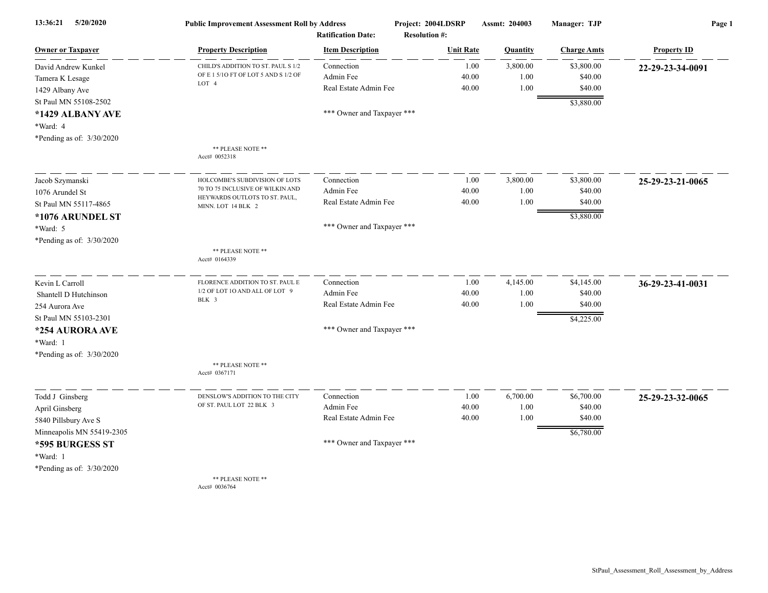**Public Improvement Assessment Roll by Address**

Project: 2004LDSRP    Assmt: 204003    Manager: TJP

Ratification Date:    Resolution #:

| Owner or Taxpayer | Property Description | Item Description | Unit Rate | Quantity | Charge Amts | Property ID |
|---|---|---|---|---|---|---|
| David Andrew Kunkel<br>Tamera K Lesage<br>1429 Albany Ave<br>St Paul MN 55108-2502<br>**\*1429 ALBANY AVE**<br>\*Ward: 4<br>\*Pending as of: 3/30/2020 | CHILD'S ADDITION TO ST. PAUL S 1/2 OF E 1 5/1O FT OF LOT 5 AND S 1/2 OF LOT 4<br><br>** PLEASE NOTE **<br>Acct# 0052318 | Connection<br>Admin Fee<br>Real Estate Admin Fee<br><br>*** Owner and Taxpayer *** | 1.00<br>40.00<br>40.00 | 3,800.00<br>1.00<br>1.00 | $3,800.00<br>$40.00<br>$40.00<br>$3,880.00 | **22-29-23-34-0091** |
| Jacob Szymanski<br>1076 Arundel St<br>St Paul MN 55117-4865<br>**\*1076 ARUNDEL ST**<br>\*Ward: 5<br>\*Pending as of: 3/30/2020 | HOLCOMBE'S SUBDIVISION OF LOTS 70 TO 75 INCLUSIVE OF WILKIN AND HEYWARDS OUTLOTS TO ST. PAUL, MINN. LOT 14 BLK 2<br><br>** PLEASE NOTE **<br>Acct# 0164339 | Connection<br>Admin Fee<br>Real Estate Admin Fee<br><br>*** Owner and Taxpayer *** | 1.00<br>40.00<br>40.00 | 3,800.00<br>1.00<br>1.00 | $3,800.00<br>$40.00<br>$40.00<br>$3,880.00 | **25-29-23-21-0065** |
| Kevin L Carroll<br>Shantell D Hutchinson<br>254 Aurora Ave<br>St Paul MN 55103-2301<br>**\*254 AURORA AVE**<br>\*Ward: 1<br>\*Pending as of: 3/30/2020 | FLORENCE ADDITION TO ST. PAUL E 1/2 OF LOT 1O AND ALL OF LOT 9 BLK 3<br><br>** PLEASE NOTE **<br>Acct# 0367171 | Connection<br>Admin Fee<br>Real Estate Admin Fee<br><br>*** Owner and Taxpayer *** | 1.00<br>40.00<br>40.00 | 4,145.00<br>1.00<br>1.00 | $4,145.00<br>$40.00<br>$40.00<br>$4,225.00 | **36-29-23-41-0031** |
| Todd J Ginsberg<br>April Ginsberg<br>5840 Pillsbury Ave S<br>Minneapolis MN 55419-2305<br>**\*595 BURGESS ST**<br>\*Ward: 1<br>\*Pending as of: 3/30/2020 | DENSLOW'S ADDITION TO THE CITY OF ST. PAUL LOT 22 BLK 3<br><br>** PLEASE NOTE **<br>Acct# 0036764 | Connection<br>Admin Fee<br>Real Estate Admin Fee<br><br>*** Owner and Taxpayer *** | 1.00<br>40.00<br>40.00 | 6,700.00<br>1.00<br>1.00 | $6,700.00<br>$40.00<br>$40.00<br>$6,780.00 | **25-29-23-32-0065** |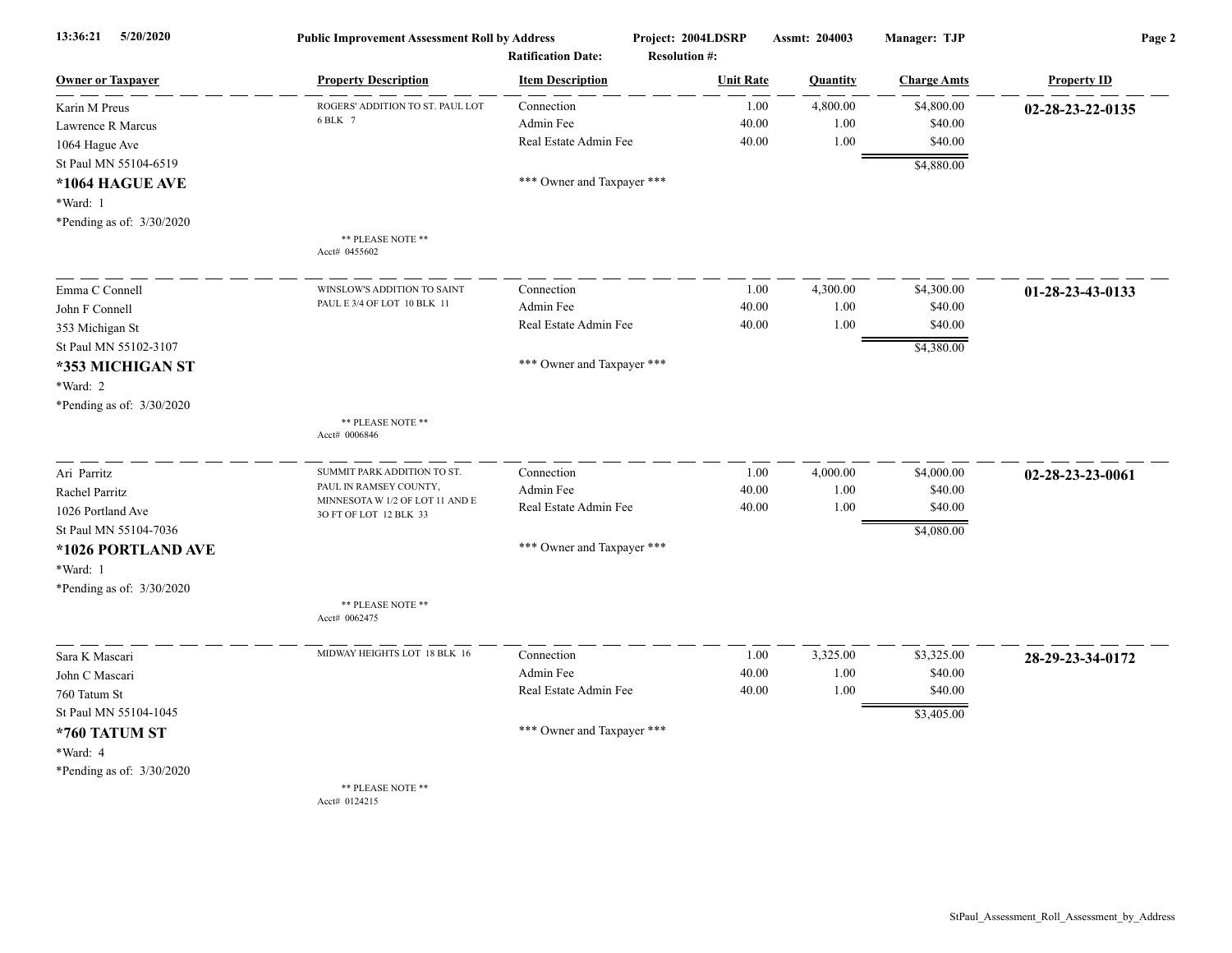Public Improvement Assessment Roll by Address — Project: 2004LDSRP — Assmt: 204003 — Manager: TJP

Ratification Date: — Resolution #:

| Owner or Taxpayer | Property Description | Item Description | Unit Rate | Quantity | Charge Amts | Property ID |
|---|---|---|---|---|---|---|
| Karin M Preus<br>Lawrence R Marcus<br>1064 Hague Ave<br>St Paul MN 55104-6519<br>**\*1064 HAGUE AVE**<br>\*Ward: 1<br>\*Pending as of: 3/30/2020 | ROGERS' ADDITION TO ST. PAUL LOT 6 BLK 7<br><br>\*\* PLEASE NOTE \*\*<br>Acct# 0455602 | Connection<br>Admin Fee<br>Real Estate Admin Fee<br><br>\*\*\* Owner and Taxpayer \*\*\* | 1.00<br>40.00<br>40.00 | 4,800.00<br>1.00<br>1.00 | $4,800.00<br>$40.00<br>$40.00<br>$4,880.00 | **02-28-23-22-0135** |
| Emma C Connell<br>John F Connell<br>353 Michigan St<br>St Paul MN 55102-3107<br>**\*353 MICHIGAN ST**<br>\*Ward: 2<br>\*Pending as of: 3/30/2020 | WINSLOW'S ADDITION TO SAINT PAUL E 3/4 OF LOT 10 BLK 11<br><br>\*\* PLEASE NOTE \*\*<br>Acct# 0006846 | Connection<br>Admin Fee<br>Real Estate Admin Fee<br><br>\*\*\* Owner and Taxpayer \*\*\* | 1.00<br>40.00<br>40.00 | 4,300.00<br>1.00<br>1.00 | $4,300.00<br>$40.00<br>$40.00<br>$4,380.00 | **01-28-23-43-0133** |
| Ari Parritz<br>Rachel Parritz<br>1026 Portland Ave<br>St Paul MN 55104-7036<br>**\*1026 PORTLAND AVE**<br>\*Ward: 1<br>\*Pending as of: 3/30/2020 | SUMMIT PARK ADDITION TO ST. PAUL IN RAMSEY COUNTY, MINNESOTA W 1/2 OF LOT 11 AND E 3O FT OF LOT 12 BLK 33<br><br>\*\* PLEASE NOTE \*\*<br>Acct# 0062475 | Connection<br>Admin Fee<br>Real Estate Admin Fee<br><br>\*\*\* Owner and Taxpayer \*\*\* | 1.00<br>40.00<br>40.00 | 4,000.00<br>1.00<br>1.00 | $4,000.00<br>$40.00<br>$40.00<br>$4,080.00 | **02-28-23-23-0061** |
| Sara K Mascari<br>John C Mascari<br>760 Tatum St<br>St Paul MN 55104-1045<br>**\*760 TATUM ST**<br>\*Ward: 4<br>\*Pending as of: 3/30/2020 | MIDWAY HEIGHTS LOT 18 BLK 16<br><br>\*\* PLEASE NOTE \*\*<br>Acct# 0124215 | Connection<br>Admin Fee<br>Real Estate Admin Fee<br><br>\*\*\* Owner and Taxpayer \*\*\* | 1.00<br>40.00<br>40.00 | 3,325.00<br>1.00<br>1.00 | $3,325.00<br>$40.00<br>$40.00<br>$3,405.00 | **28-29-23-34-0172** |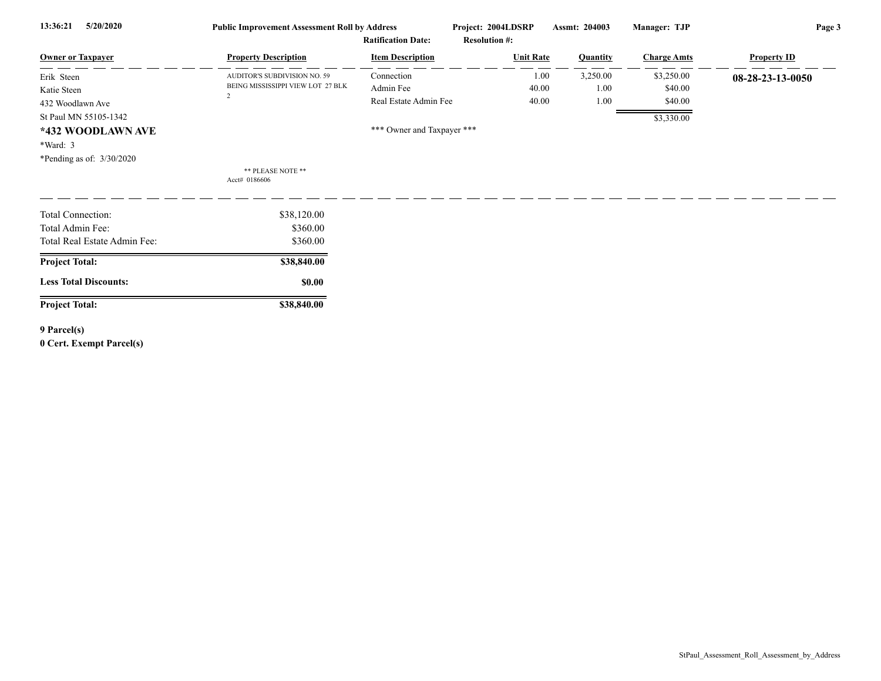| Owner or Taxpayer | Property Description | Item Description | Unit Rate | Quantity | Charge Amts | Property ID |
|---|---|---|---|---|---|---|
| Erik Steen<br>Katie Steen<br>432 Woodlawn Ave<br>St Paul MN 55105-1342<br>**\*432 WOODLAWN AVE**<br>\*Ward: 3<br>\*Pending as of: 3/30/2020 | AUDITOR'S SUBDIVISION NO. 59 BEING MISSISSIPPI VIEW LOT 27 BLK 2<br><br>** PLEASE NOTE **<br>Acct# 0186606 | Connection | 1.00 | 3,250.00 | $3,250.00 | **08-28-23-13-0050** |
| | | Admin Fee | 40.00 | 1.00 | $40.00 | |
| | | Real Estate Admin Fee | 40.00 | 1.00 | $40.00 | |
| | | | | | $3,330.00 | |
| | | *** Owner and Taxpayer *** | | | | |

| | |
|---|---|
| Total Connection: | $38,120.00 |
| Total Admin Fee: | $360.00 |
| Total Real Estate Admin Fee: | $360.00 |
| **Project Total:** | **$38,840.00** |
| **Less Total Discounts:** | **$0.00** |
| **Project Total:** | **$38,840.00** |

**9 Parcel(s)**
**0 Cert. Exempt Parcel(s)**